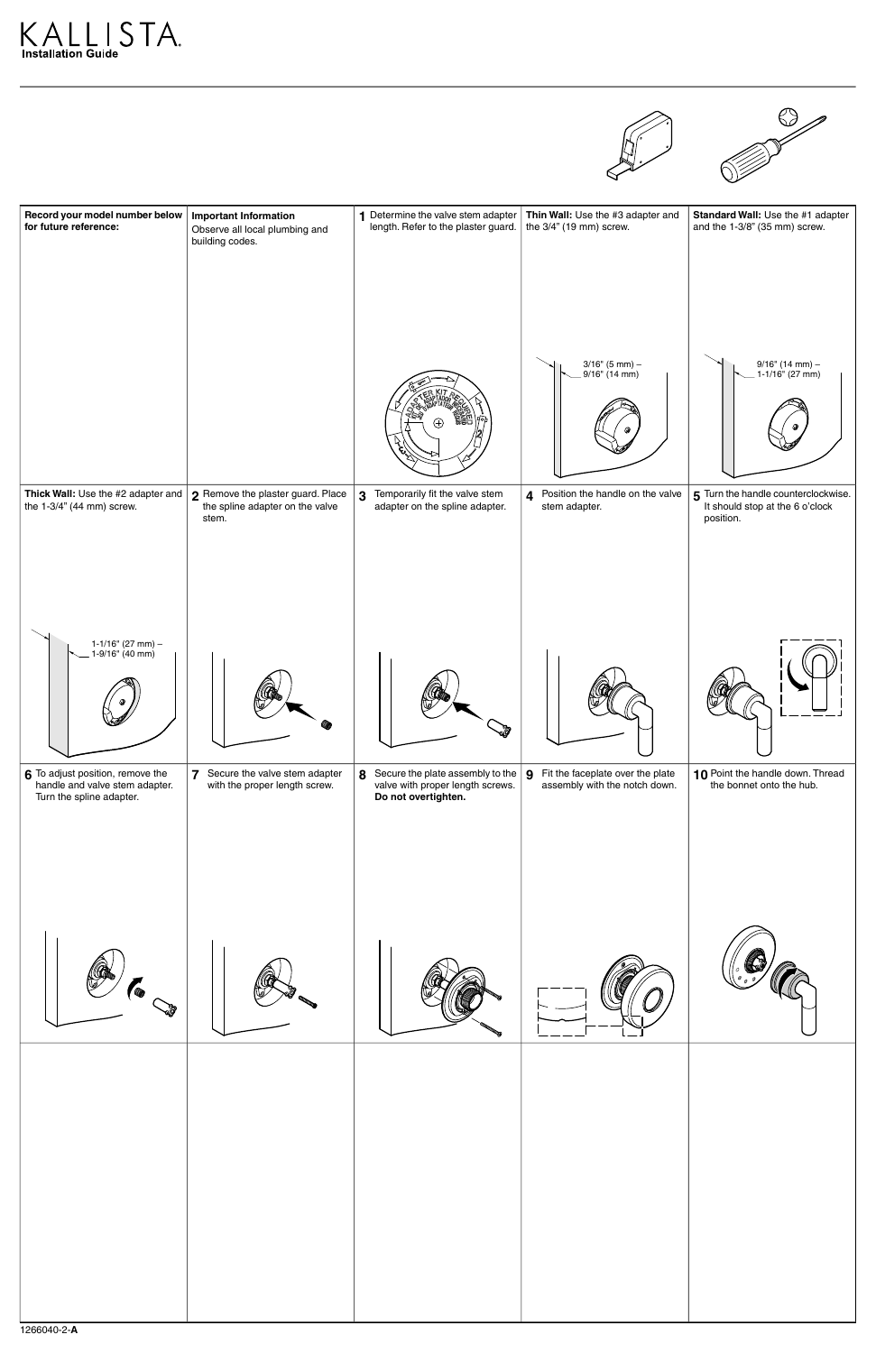# KALLISTA

**Installation Guide**

**Record your model number below for future reference:**

**Important Information**

Observe all local plumbing and building codes.

**1** Determine the valve stem adapter length. Refer to the plaster guard.

**Thin Wall:** Use the #3 adapter and the 3/4" (19 mm) screw.

3/16" (5 mm) – 9/16" (14 mm)

**Standard Wall:** Use the #1 adapter and the 1-3/8" (35 mm) screw.

9/16" (14 mm) – 1-1/16" (27 mm)

**Thick Wall:** Use the #2 adapter and the 1-3/4" (44 mm) screw.

1-1/16" (27 mm) – 1-9/16" (40 mm)

**2** Remove the plaster guard. Place the spline adapter on the valve stem.

**3** Temporarily fit the valve stem adapter on the spline adapter.

**4** Position the handle on the valve stem adapter.

**5** Turn the handle counterclockwise. It should stop at the 6 o'clock position.

**6** To adjust position, remove the handle and valve stem adapter. Turn the spline adapter.

**7** Secure the valve stem adapter with the proper length screw.

**8** Secure the plate assembly to the valve with proper length screws. **Do not overtighten.**

**9** Fit the faceplate over the plate assembly with the notch down.

**10** Point the handle down. Thread the bonnet onto the hub.

1266040-2-**A**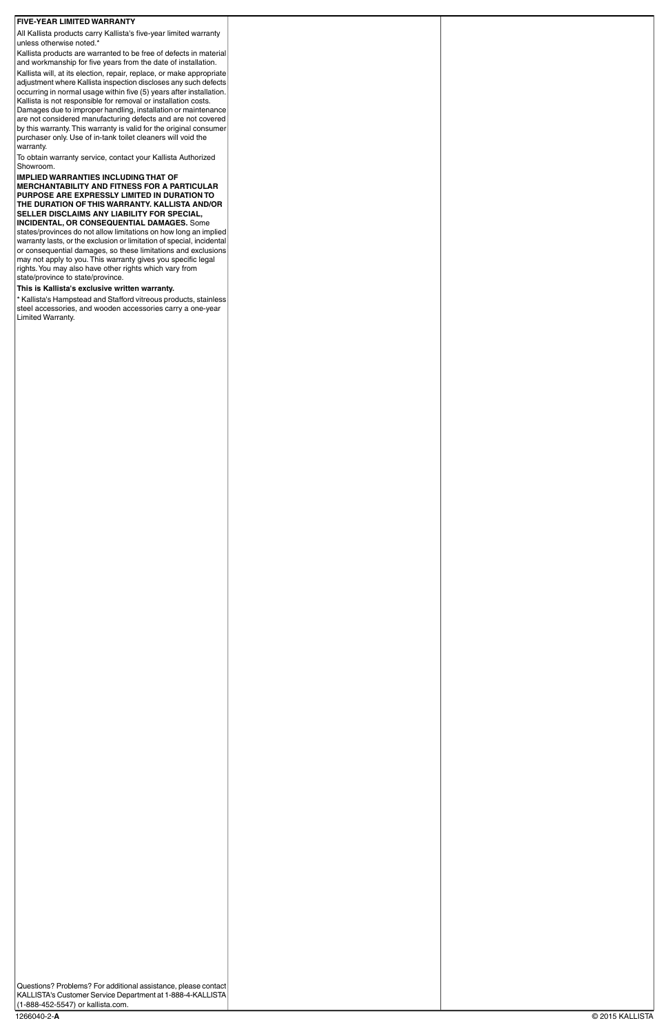## FIVE-YEAR LIMITED WARRANTY

All Kallista products carry Kallista's five-year limited warranty unless otherwise noted.*

Kallista products are warranted to be free of defects in material and workmanship for five years from the date of installation.

Kallista will, at its election, repair, replace, or make appropriate adjustment where Kallista inspection discloses any such defects occurring in normal usage within five (5) years after installation. Kallista is not responsible for removal or installation costs. Damages due to improper handling, installation or maintenance are not considered manufacturing defects and are not covered by this warranty. This warranty is valid for the original consumer purchaser only. Use of in-tank toilet cleaners will void the warranty.

To obtain warranty service, contact your Kallista Authorized Showroom.

**IMPLIED WARRANTIES INCLUDING THAT OF MERCHANTABILITY AND FITNESS FOR A PARTICULAR PURPOSE ARE EXPRESSLY LIMITED IN DURATION TO THE DURATION OF THIS WARRANTY. KALLISTA AND/OR SELLER DISCLAIMS ANY LIABILITY FOR SPECIAL, INCIDENTAL, OR CONSEQUENTIAL DAMAGES.** Some states/provinces do not allow limitations on how long an implied warranty lasts, or the exclusion or limitation of special, incidental or consequential damages, so these limitations and exclusions may not apply to you. This warranty gives you specific legal rights. You may also have other rights which vary from state/province to state/province.

**This is Kallista's exclusive written warranty.**

* Kallista's Hampstead and Stafford vitreous products, stainless steel accessories, and wooden accessories carry a one-year Limited Warranty.

Questions? Problems? For additional assistance, please contact KALLISTA's Customer Service Department at 1-888-4-KALLISTA (1-888-452-5547) or kallista.com.

1266040-2-**A**

© 2015 KALLISTA